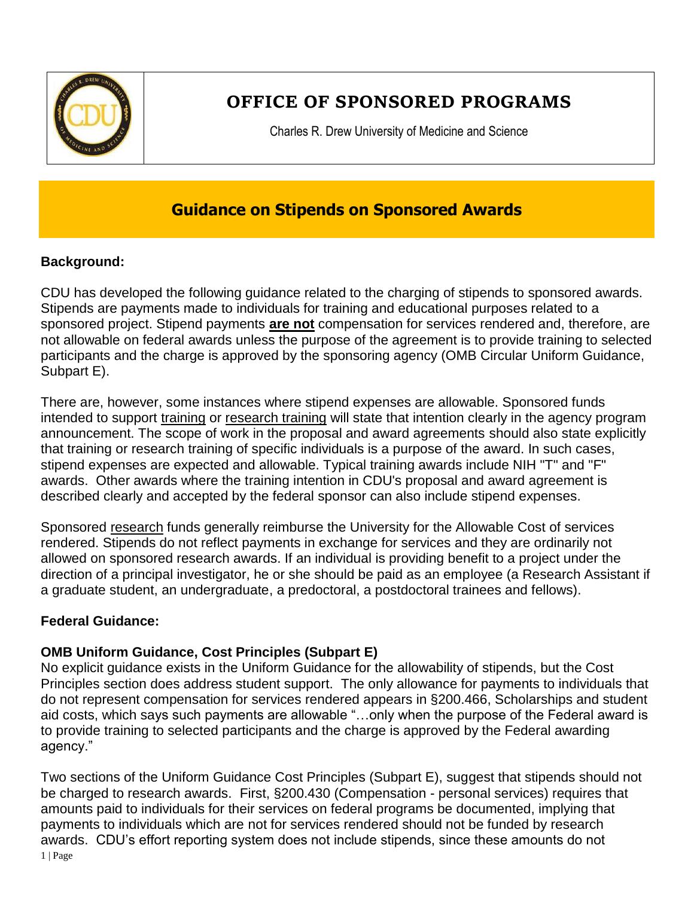# OFFICE OF SPONSORED PROGRAMS

Charles R. Drew University of Medicine and Science

## Guidance on Stipends on Sponsored Awards

**Background:**

CDU has developed the following guidance related to the charging of stipends to sponsored awards. Stipends are payments made to individuals for training and educational purposes related to a sponsored project. Stipend payments **are not** compensation for services rendered and, therefore, are not allowable on federal awards unless the purpose of the agreement is to provide training to selected participants and the charge is approved by the sponsoring agency (OMB Circular Uniform Guidance, Subpart E).

There are, however, some instances where stipend expenses are allowable. Sponsored funds intended to support training or research training will state that intention clearly in the agency program announcement. The scope of work in the proposal and award agreements should also state explicitly that training or research training of specific individuals is a purpose of the award. In such cases, stipend expenses are expected and allowable. Typical training awards include NIH "T" and "F" awards. Other awards where the training intention in CDU's proposal and award agreement is described clearly and accepted by the federal sponsor can also include stipend expenses.

Sponsored research funds generally reimburse the University for the Allowable Cost of services rendered. Stipends do not reflect payments in exchange for services and they are ordinarily not allowed on sponsored research awards. If an individual is providing benefit to a project under the direction of a principal investigator, he or she should be paid as an employee (a Research Assistant if a graduate student, an undergraduate, a predoctoral, a postdoctoral trainees and fellows).

**Federal Guidance:**

**OMB Uniform Guidance, Cost Principles (Subpart E)**

No explicit guidance exists in the Uniform Guidance for the allowability of stipends, but the Cost Principles section does address student support. The only allowance for payments to individuals that do not represent compensation for services rendered appears in §200.466, Scholarships and student aid costs, which says such payments are allowable "…only when the purpose of the Federal award is to provide training to selected participants and the charge is approved by the Federal awarding agency."

Two sections of the Uniform Guidance Cost Principles (Subpart E), suggest that stipends should not be charged to research awards. First, §200.430 (Compensation - personal services) requires that amounts paid to individuals for their services on federal programs be documented, implying that payments to individuals which are not for services rendered should not be funded by research awards. CDU's effort reporting system does not include stipends, since these amounts do not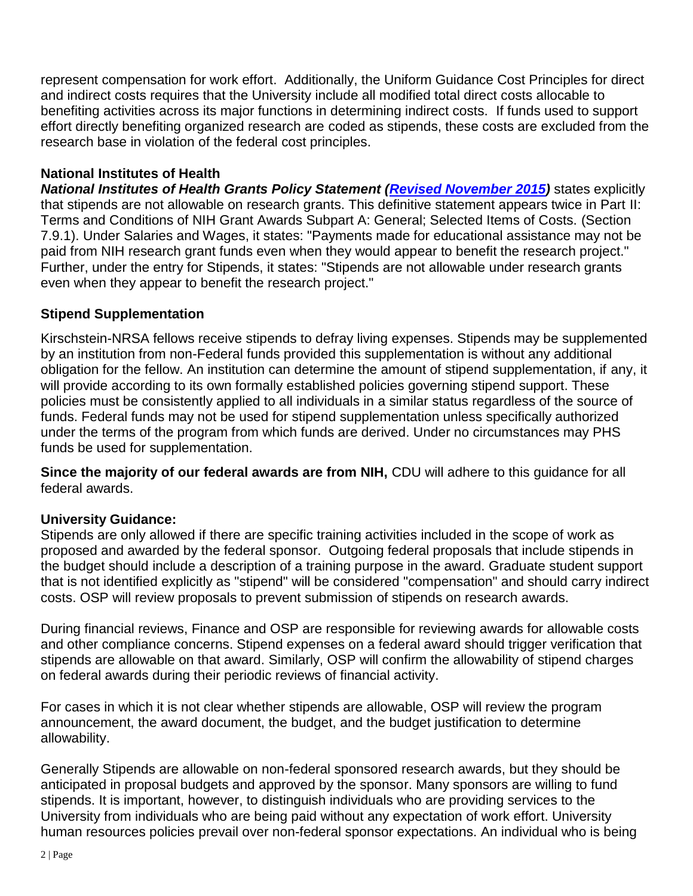represent compensation for work effort. Additionally, the Uniform Guidance Cost Principles for direct and indirect costs requires that the University include all modified total direct costs allocable to benefiting activities across its major functions in determining indirect costs. If funds used to support effort directly benefiting organized research are coded as stipends, these costs are excluded from the research base in violation of the federal cost principles.

**National Institutes of Health**

***National Institutes of Health Grants Policy Statement ([Revised November 2015](#))*** states explicitly that stipends are not allowable on research grants. This definitive statement appears twice in Part II: Terms and Conditions of NIH Grant Awards Subpart A: General; Selected Items of Costs. (Section 7.9.1). Under Salaries and Wages, it states: "Payments made for educational assistance may not be paid from NIH research grant funds even when they would appear to benefit the research project." Further, under the entry for Stipends, it states: "Stipends are not allowable under research grants even when they appear to benefit the research project."

**Stipend Supplementation**

Kirschstein-NRSA fellows receive stipends to defray living expenses. Stipends may be supplemented by an institution from non-Federal funds provided this supplementation is without any additional obligation for the fellow. An institution can determine the amount of stipend supplementation, if any, it will provide according to its own formally established policies governing stipend support. These policies must be consistently applied to all individuals in a similar status regardless of the source of funds. Federal funds may not be used for stipend supplementation unless specifically authorized under the terms of the program from which funds are derived. Under no circumstances may PHS funds be used for supplementation.

**Since the majority of our federal awards are from NIH,** CDU will adhere to this guidance for all federal awards.

**University Guidance:**

Stipends are only allowed if there are specific training activities included in the scope of work as proposed and awarded by the federal sponsor. Outgoing federal proposals that include stipends in the budget should include a description of a training purpose in the award. Graduate student support that is not identified explicitly as "stipend" will be considered "compensation" and should carry indirect costs. OSP will review proposals to prevent submission of stipends on research awards.

During financial reviews, Finance and OSP are responsible for reviewing awards for allowable costs and other compliance concerns. Stipend expenses on a federal award should trigger verification that stipends are allowable on that award. Similarly, OSP will confirm the allowability of stipend charges on federal awards during their periodic reviews of financial activity.

For cases in which it is not clear whether stipends are allowable, OSP will review the program announcement, the award document, the budget, and the budget justification to determine allowability.

Generally Stipends are allowable on non-federal sponsored research awards, but they should be anticipated in proposal budgets and approved by the sponsor. Many sponsors are willing to fund stipends. It is important, however, to distinguish individuals who are providing services to the University from individuals who are being paid without any expectation of work effort. University human resources policies prevail over non-federal sponsor expectations. An individual who is being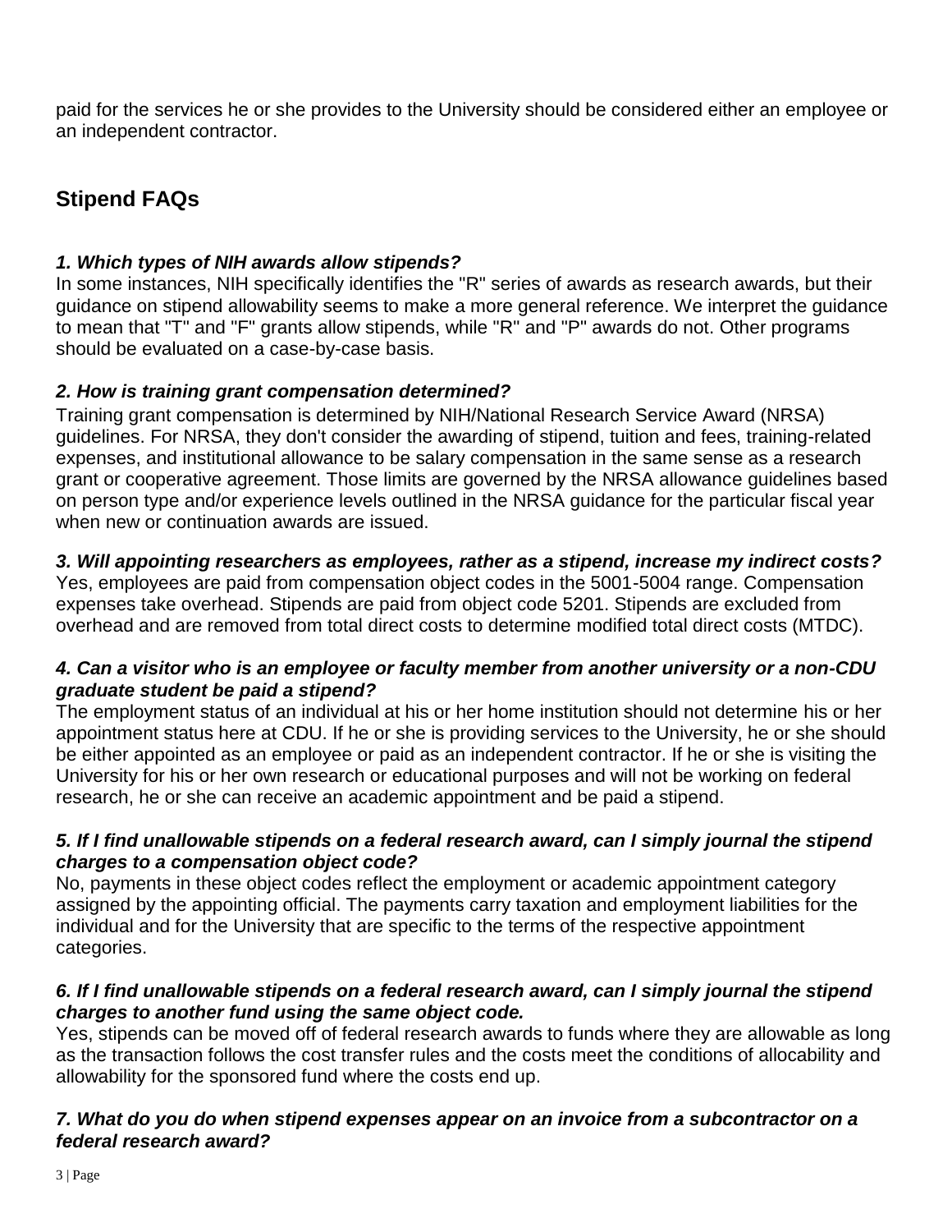paid for the services he or she provides to the University should be considered either an employee or an independent contractor.

## Stipend FAQs

***1. Which types of NIH awards allow stipends?***

In some instances, NIH specifically identifies the "R" series of awards as research awards, but their guidance on stipend allowability seems to make a more general reference. We interpret the guidance to mean that "T" and "F" grants allow stipends, while "R" and "P" awards do not. Other programs should be evaluated on a case-by-case basis.

***2. How is training grant compensation determined?***

Training grant compensation is determined by NIH/National Research Service Award (NRSA) guidelines. For NRSA, they don't consider the awarding of stipend, tuition and fees, training-related expenses, and institutional allowance to be salary compensation in the same sense as a research grant or cooperative agreement. Those limits are governed by the NRSA allowance guidelines based on person type and/or experience levels outlined in the NRSA guidance for the particular fiscal year when new or continuation awards are issued.

***3. Will appointing researchers as employees, rather as a stipend, increase my indirect costs?***

Yes, employees are paid from compensation object codes in the 5001-5004 range. Compensation expenses take overhead. Stipends are paid from object code 5201. Stipends are excluded from overhead and are removed from total direct costs to determine modified total direct costs (MTDC).

***4. Can a visitor who is an employee or faculty member from another university or a non-CDU graduate student be paid a stipend?***

The employment status of an individual at his or her home institution should not determine his or her appointment status here at CDU. If he or she is providing services to the University, he or she should be either appointed as an employee or paid as an independent contractor. If he or she is visiting the University for his or her own research or educational purposes and will not be working on federal research, he or she can receive an academic appointment and be paid a stipend.

***5. If I find unallowable stipends on a federal research award, can I simply journal the stipend charges to a compensation object code?***

No, payments in these object codes reflect the employment or academic appointment category assigned by the appointing official. The payments carry taxation and employment liabilities for the individual and for the University that are specific to the terms of the respective appointment categories.

***6. If I find unallowable stipends on a federal research award, can I simply journal the stipend charges to another fund using the same object code.***

Yes, stipends can be moved off of federal research awards to funds where they are allowable as long as the transaction follows the cost transfer rules and the costs meet the conditions of allocability and allowability for the sponsored fund where the costs end up.

***7. What do you do when stipend expenses appear on an invoice from a subcontractor on a federal research award?***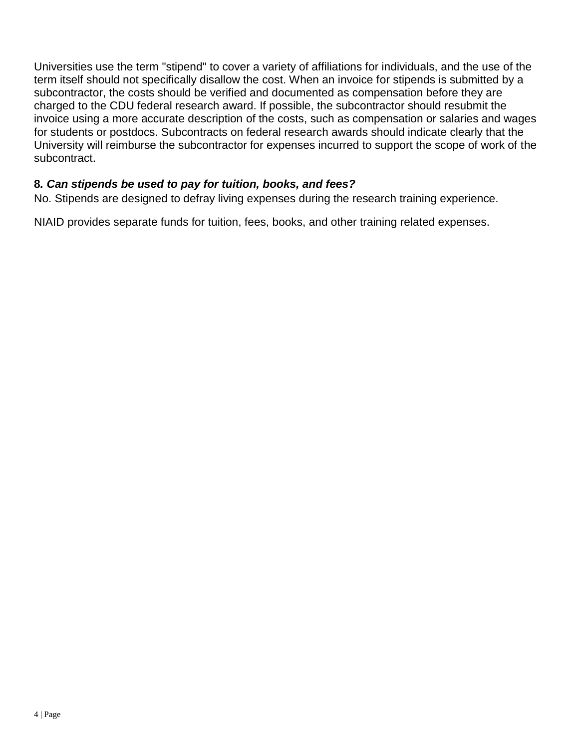Universities use the term "stipend" to cover a variety of affiliations for individuals, and the use of the term itself should not specifically disallow the cost. When an invoice for stipends is submitted by a subcontractor, the costs should be verified and documented as compensation before they are charged to the CDU federal research award. If possible, the subcontractor should resubmit the invoice using a more accurate description of the costs, such as compensation or salaries and wages for students or postdocs. Subcontracts on federal research awards should indicate clearly that the University will reimburse the subcontractor for expenses incurred to support the scope of work of the subcontract.

**8*. Can stipends be used to pay for tuition, books, and fees?***

No. Stipends are designed to defray living expenses during the research training experience.

NIAID provides separate funds for tuition, fees, books, and other training related expenses.